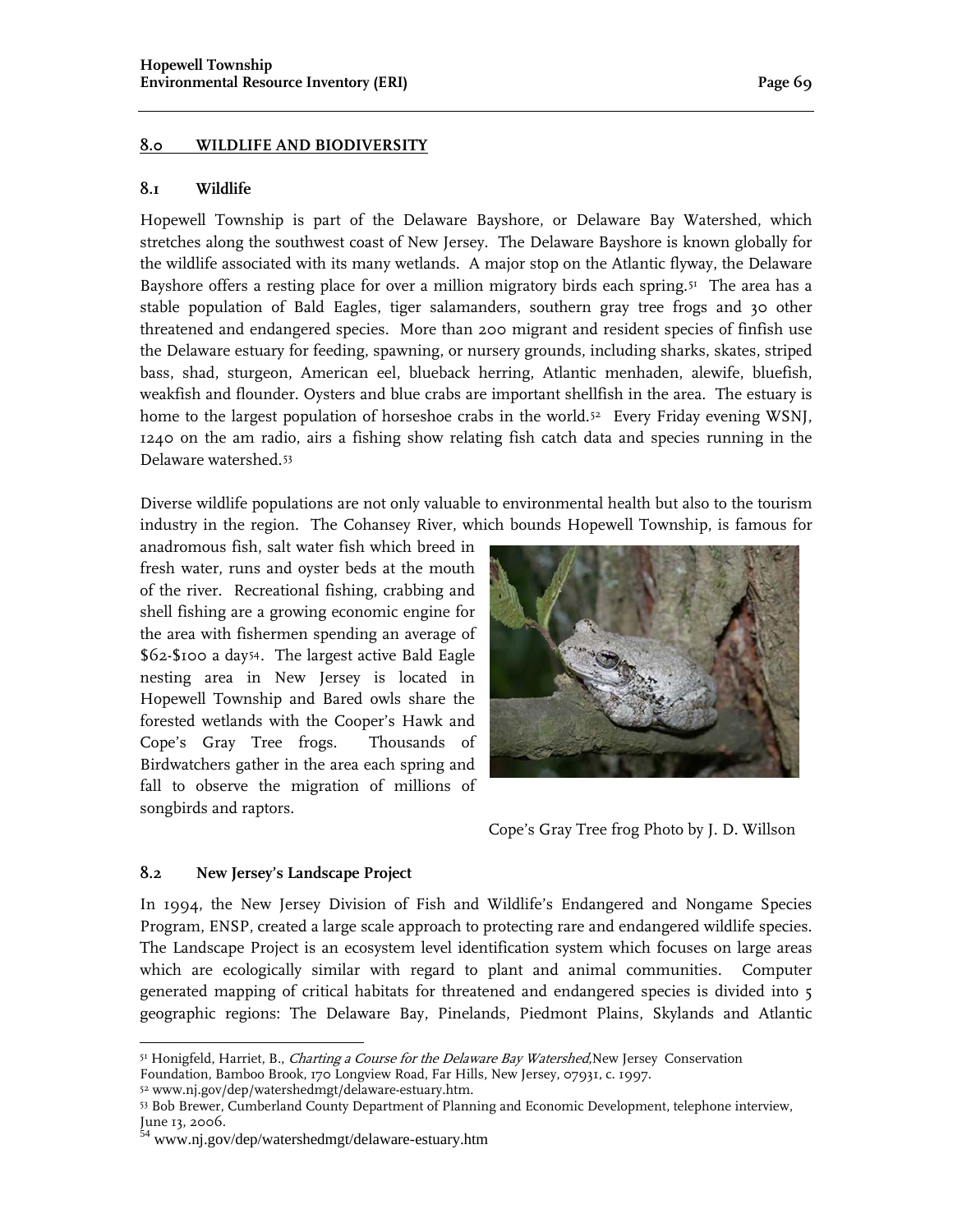## 8.0 WILDLIFE AND BIODIVERSITY

### 8.1 Wildlife

Hopewell Township is part of the Delaware Bayshore, or Delaware Bay Watershed, which stretches along the southwest coast of New Jersey. The Delaware Bayshore is known globally for the wildlife associated with its many wetlands. A major stop on the Atlantic flyway, the Delaware Bayshore offers a resting place for over a million migratory birds each spring.[51] The area has a stable population of Bald Eagles, tiger salamanders, southern gray tree frogs and 30 other threatened and endangered species. More than 200 migrant and resident species of finfish use the Delaware estuary for feeding, spawning, or nursery grounds, including sharks, skates, striped bass, shad, sturgeon, American eel, blueback herring, Atlantic menhaden, alewife, bluefish, weakfish and flounder. Oysters and blue crabs are important shellfish in the area. The estuary is home to the largest population of horseshoe crabs in the world.[52] Every Friday evening WSNJ, 1240 on the am radio, airs a fishing show relating fish catch data and species running in the Delaware watershed.[53]

Diverse wildlife populations are not only valuable to environmental health but also to the tourism industry in the region. The Cohansey River, which bounds Hopewell Township, is famous for anadromous fish, salt water fish which breed in fresh water, runs and oyster beds at the mouth of the river. Recreational fishing, crabbing and shell fishing are a growing economic engine for the area with fishermen spending an average of $62-$100 a day[54]. The largest active Bald Eagle nesting area in New Jersey is located in Hopewell Township and Bared owls share the forested wetlands with the Cooper's Hawk and Cope's Gray Tree frogs. Thousands of Birdwatchers gather in the area each spring and fall to observe the migration of millions of songbirds and raptors.

Cope's Gray Tree frog Photo by J. D. Willson

### 8.2 New Jersey's Landscape Project

In 1994, the New Jersey Division of Fish and Wildlife's Endangered and Nongame Species Program, ENSP, created a large scale approach to protecting rare and endangered wildlife species. The Landscape Project is an ecosystem level identification system which focuses on large areas which are ecologically similar with regard to plant and animal communities. Computer generated mapping of critical habitats for threatened and endangered species is divided into 5 geographic regions: The Delaware Bay, Pinelands, Piedmont Plains, Skylands and Atlantic

---

[51] Honigfeld, Harriet, B., *Charting a Course for the Delaware Bay Watershed*, New Jersey Conservation Foundation, Bamboo Brook, 170 Longview Road, Far Hills, New Jersey, 07931, c. 1997.

[52] www.nj.gov/dep/watershedmgt/delaware-estuary.htm.

[53] Bob Brewer, Cumberland County Department of Planning and Economic Development, telephone interview, June 13, 2006.

[54] www.nj.gov/dep/watershedmgt/delaware-estuary.htm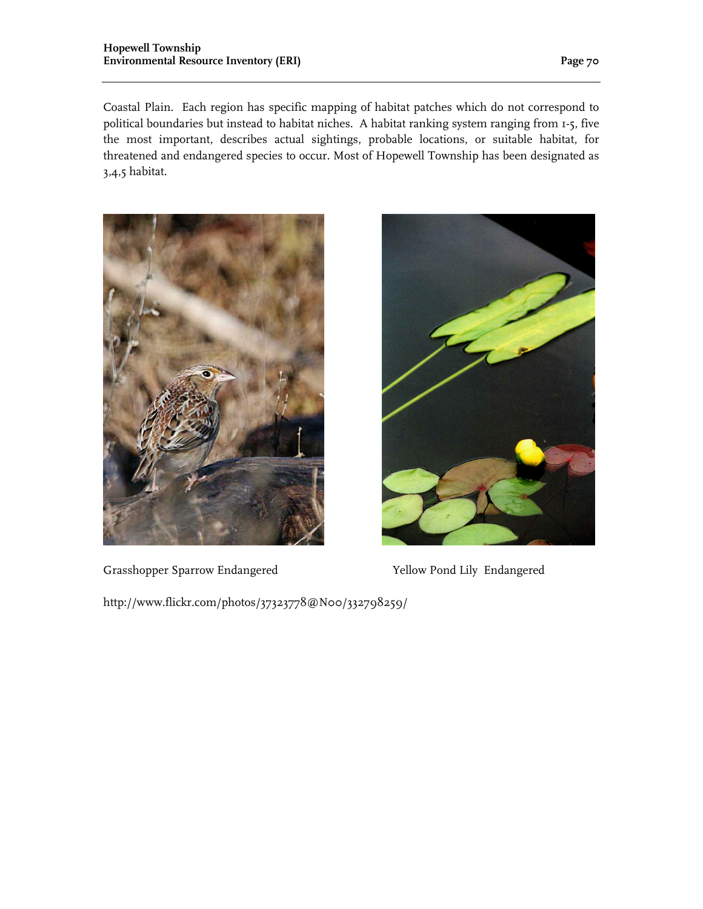Coastal Plain. Each region has specific mapping of habitat patches which do not correspond to political boundaries but instead to habitat niches. A habitat ranking system ranging from 1-5, five the most important, describes actual sightings, probable locations, or suitable habitat, for threatened and endangered species to occur. Most of Hopewell Township has been designated as 3,4,5 habitat.

Grasshopper Sparrow Endangered

Yellow Pond Lily Endangered

http://www.flickr.com/photos/37323778@N00/332798259/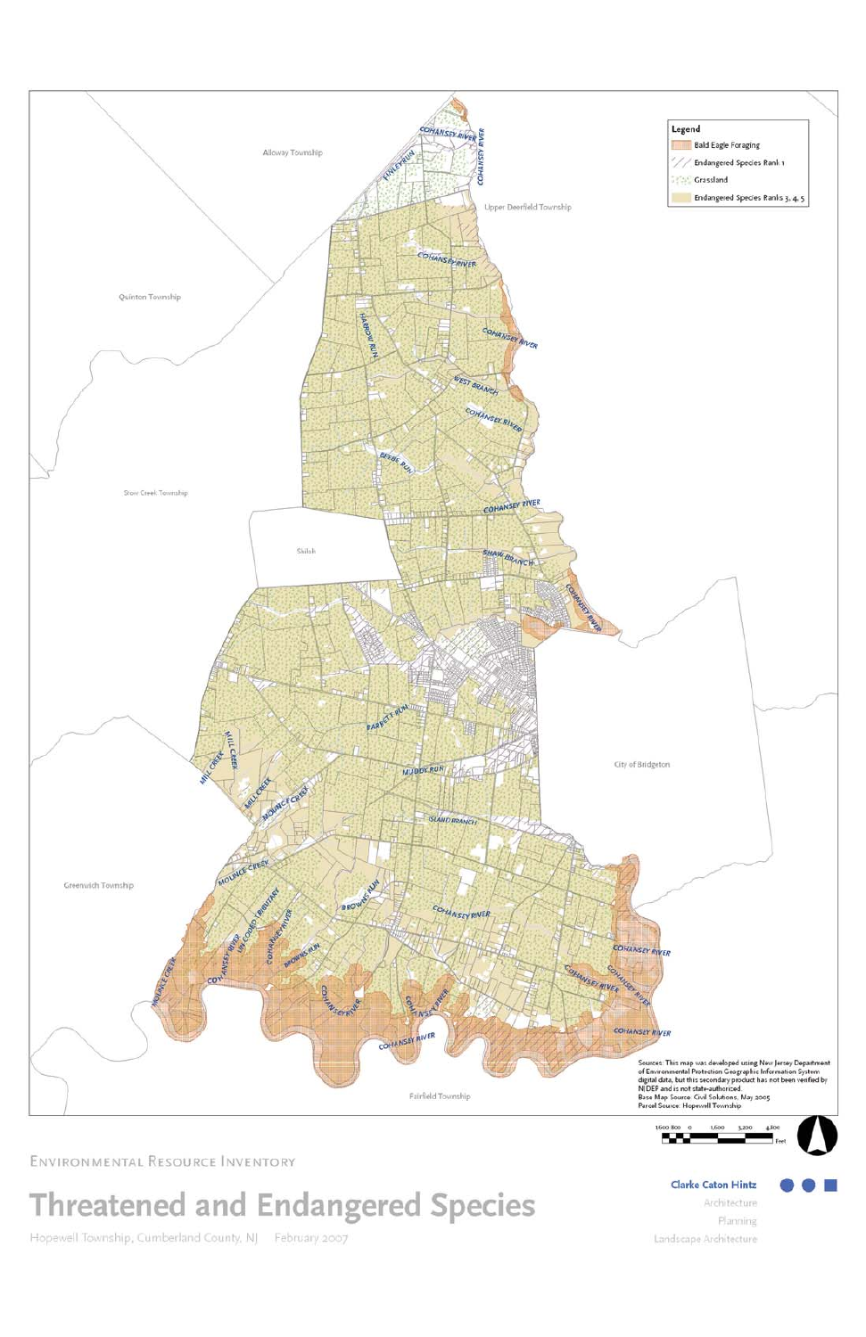Legend

- Bald Eagle Foraging
- Endangered Species Rank 1
- Grassland
- Endangered Species Ranks 3, 4, 5

Sources: This map was developed using New Jersey Department of Environmental Protection Geographic Information System digital data, but this secondary product has not been verified by NJDEP and is not state-authorized.
Base Map Source: Civil Solutions, May 2005
Parcel Source: Hopewell Township

1,600 800 0 1,600 3,200 4,800 Feet

ENVIRONMENTAL RESOURCE INVENTORY

# Threatened and Endangered Species

Hopewell Township, Cumberland County, NJ February 2007

Clarke Caton Hintz
Architecture
Planning
Landscape Architecture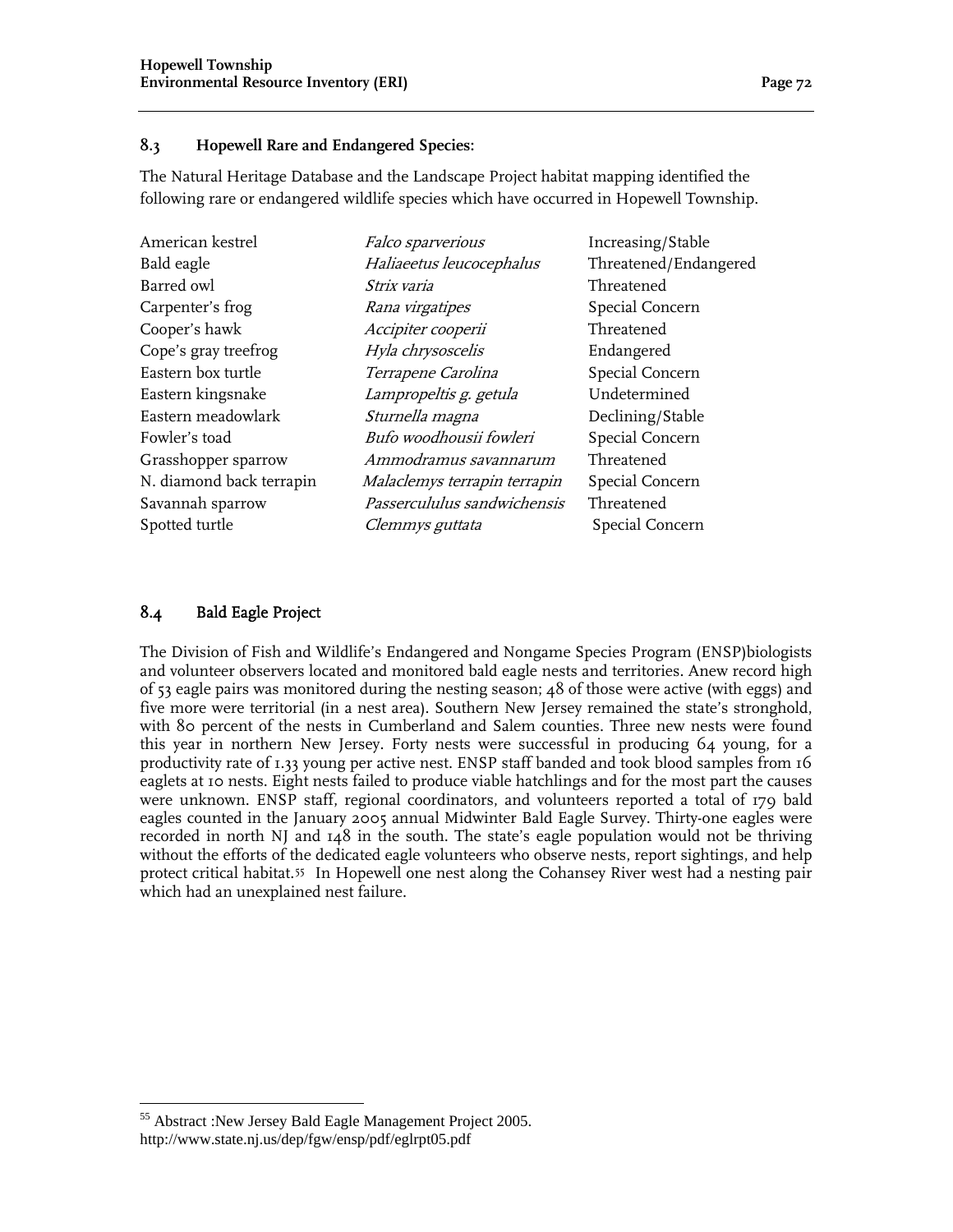## 8.3 Hopewell Rare and Endangered Species:

The Natural Heritage Database and the Landscape Project habitat mapping identified the following rare or endangered wildlife species which have occurred in Hopewell Township.

| | | |
|---|---|---|
| American kestrel | *Falco sparverious* | Increasing/Stable |
| Bald eagle | *Haliaeetus leucocephalus* | Threatened/Endangered |
| Barred owl | *Strix varia* | Threatened |
| Carpenter's frog | *Rana virgatipes* | Special Concern |
| Cooper's hawk | *Accipiter cooperii* | Threatened |
| Cope's gray treefrog | *Hyla chrysoscelis* | Endangered |
| Eastern box turtle | *Terrapene Carolina* | Special Concern |
| Eastern kingsnake | *Lampropeltis g. getula* | Undetermined |
| Eastern meadowlark | *Sturnella magna* | Declining/Stable |
| Fowler's toad | *Bufo woodhousii fowleri* | Special Concern |
| Grasshopper sparrow | *Ammodramus savannarum* | Threatened |
| N. diamond back terrapin | *Malaclemys terrapin terrapin* | Special Concern |
| Savannah sparrow | *Passercululus sandwichensis* | Threatened |
| Spotted turtle | *Clemmys guttata* | Special Concern |

## 8.4 Bald Eagle Project

The Division of Fish and Wildlife's Endangered and Nongame Species Program (ENSP)biologists and volunteer observers located and monitored bald eagle nests and territories. Anew record high of 53 eagle pairs was monitored during the nesting season; 48 of those were active (with eggs) and five more were territorial (in a nest area). Southern New Jersey remained the state's stronghold, with 80 percent of the nests in Cumberland and Salem counties. Three new nests were found this year in northern New Jersey. Forty nests were successful in producing 64 young, for a productivity rate of 1.33 young per active nest. ENSP staff banded and took blood samples from 16 eaglets at 10 nests. Eight nests failed to produce viable hatchlings and for the most part the causes were unknown. ENSP staff, regional coordinators, and volunteers reported a total of 179 bald eagles counted in the January 2005 annual Midwinter Bald Eagle Survey. Thirty-one eagles were recorded in north NJ and 148 in the south. The state's eagle population would not be thriving without the efforts of the dedicated eagle volunteers who observe nests, report sightings, and help protect critical habitat.[55] In Hopewell one nest along the Cohansey River west had a nesting pair which had an unexplained nest failure.

---

[55] Abstract :New Jersey Bald Eagle Management Project 2005. http://www.state.nj.us/dep/fgw/ensp/pdf/eglrpt05.pdf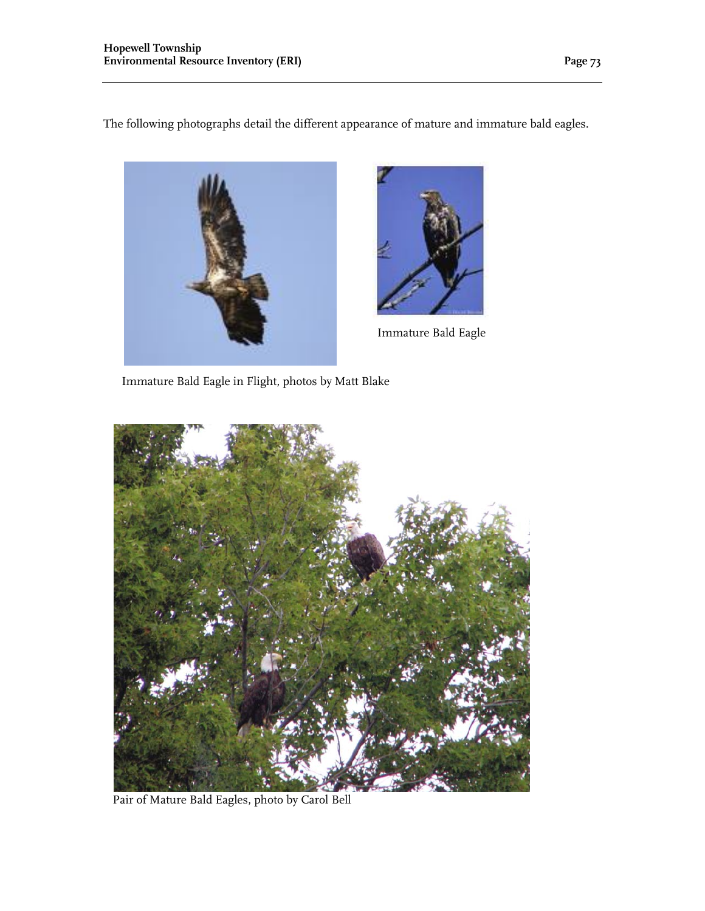The following photographs detail the different appearance of mature and immature bald eagles.

Immature Bald Eagle

Immature Bald Eagle in Flight, photos by Matt Blake

Pair of Mature Bald Eagles, photo by Carol Bell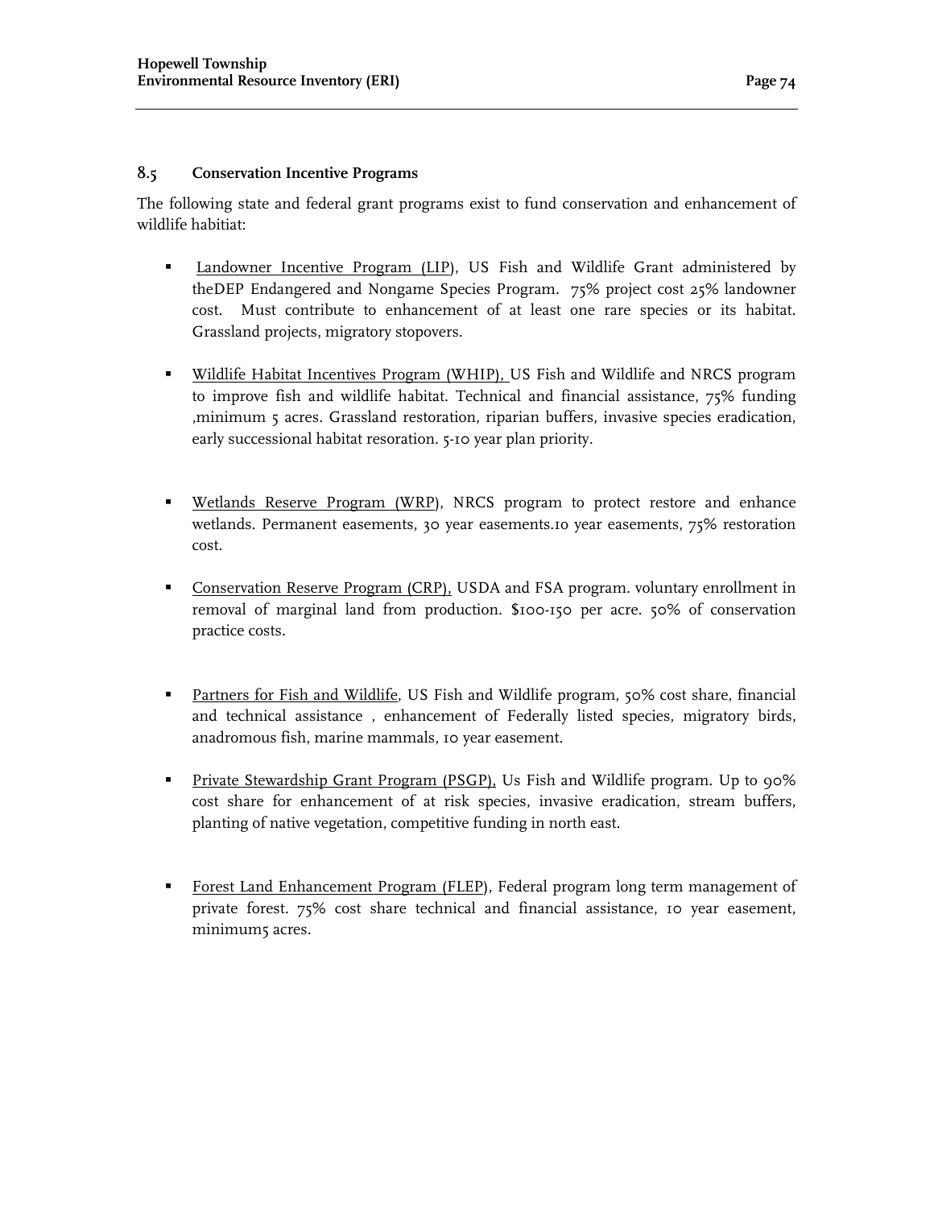## 8.5 Conservation Incentive Programs

The following state and federal grant programs exist to fund conservation and enhancement of wildlife habitiat:

- Landowner Incentive Program (LIP), US Fish and Wildlife Grant administered by theDEP Endangered and Nongame Species Program. 75% project cost 25% landowner cost. Must contribute to enhancement of at least one rare species or its habitat. Grassland projects, migratory stopovers.

- Wildlife Habitat Incentives Program (WHIP), US Fish and Wildlife and NRCS program to improve fish and wildlife habitat. Technical and financial assistance, 75% funding ,minimum 5 acres. Grassland restoration, riparian buffers, invasive species eradication, early successional habitat resoration. 5-10 year plan priority.

- Wetlands Reserve Program (WRP), NRCS program to protect restore and enhance wetlands. Permanent easements, 30 year easements.10 year easements, 75% restoration cost.

- Conservation Reserve Program (CRP), USDA and FSA program. voluntary enrollment in removal of marginal land from production. $100-150 per acre. 50% of conservation practice costs.

- Partners for Fish and Wildlife, US Fish and Wildlife program, 50% cost share, financial and technical assistance , enhancement of Federally listed species, migratory birds, anadromous fish, marine mammals, 10 year easement.

- Private Stewardship Grant Program (PSGP), Us Fish and Wildlife program. Up to 90% cost share for enhancement of at risk species, invasive eradication, stream buffers, planting of native vegetation, competitive funding in north east.

- Forest Land Enhancement Program (FLEP), Federal program long term management of private forest. 75% cost share technical and financial assistance, 10 year easement, minimum5 acres.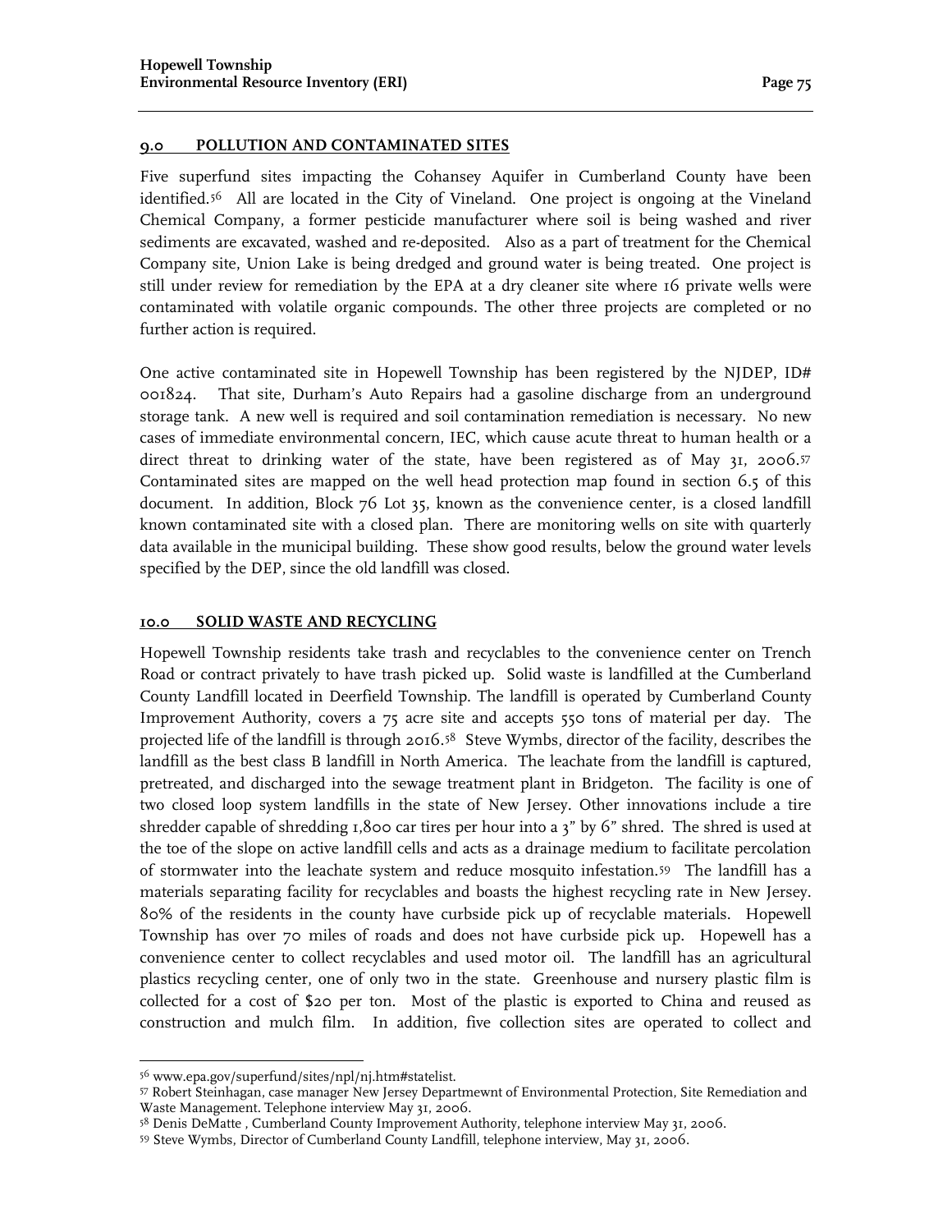## 9.0 POLLUTION AND CONTAMINATED SITES

Five superfund sites impacting the Cohansey Aquifer in Cumberland County have been identified.[56] All are located in the City of Vineland. One project is ongoing at the Vineland Chemical Company, a former pesticide manufacturer where soil is being washed and river sediments are excavated, washed and re-deposited. Also as a part of treatment for the Chemical Company site, Union Lake is being dredged and ground water is being treated. One project is still under review for remediation by the EPA at a dry cleaner site where 16 private wells were contaminated with volatile organic compounds. The other three projects are completed or no further action is required.

One active contaminated site in Hopewell Township has been registered by the NJDEP, ID# 001824. That site, Durham's Auto Repairs had a gasoline discharge from an underground storage tank. A new well is required and soil contamination remediation is necessary. No new cases of immediate environmental concern, IEC, which cause acute threat to human health or a direct threat to drinking water of the state, have been registered as of May 31, 2006.[57] Contaminated sites are mapped on the well head protection map found in section 6.5 of this document. In addition, Block 76 Lot 35, known as the convenience center, is a closed landfill known contaminated site with a closed plan. There are monitoring wells on site with quarterly data available in the municipal building. These show good results, below the ground water levels specified by the DEP, since the old landfill was closed.

## 10.0 SOLID WASTE AND RECYCLING

Hopewell Township residents take trash and recyclables to the convenience center on Trench Road or contract privately to have trash picked up. Solid waste is landfilled at the Cumberland County Landfill located in Deerfield Township. The landfill is operated by Cumberland County Improvement Authority, covers a 75 acre site and accepts 550 tons of material per day. The projected life of the landfill is through 2016.[58] Steve Wymbs, director of the facility, describes the landfill as the best class B landfill in North America. The leachate from the landfill is captured, pretreated, and discharged into the sewage treatment plant in Bridgeton. The facility is one of two closed loop system landfills in the state of New Jersey. Other innovations include a tire shredder capable of shredding 1,800 car tires per hour into a 3" by 6" shred. The shred is used at the toe of the slope on active landfill cells and acts as a drainage medium to facilitate percolation of stormwater into the leachate system and reduce mosquito infestation.[59] The landfill has a materials separating facility for recyclables and boasts the highest recycling rate in New Jersey. 80% of the residents in the county have curbside pick up of recyclable materials. Hopewell Township has over 70 miles of roads and does not have curbside pick up. Hopewell has a convenience center to collect recyclables and used motor oil. The landfill has an agricultural plastics recycling center, one of only two in the state. Greenhouse and nursery plastic film is collected for a cost of $20 per ton. Most of the plastic is exported to China and reused as construction and mulch film. In addition, five collection sites are operated to collect and

---

[56] www.epa.gov/superfund/sites/npl/nj.htm#statelist.

[57] Robert Steinhagan, case manager New Jersey Departmewnt of Environmental Protection, Site Remediation and Waste Management. Telephone interview May 31, 2006.

[58] Denis DeMatte , Cumberland County Improvement Authority, telephone interview May 31, 2006.

[59] Steve Wymbs, Director of Cumberland County Landfill, telephone interview, May 31, 2006.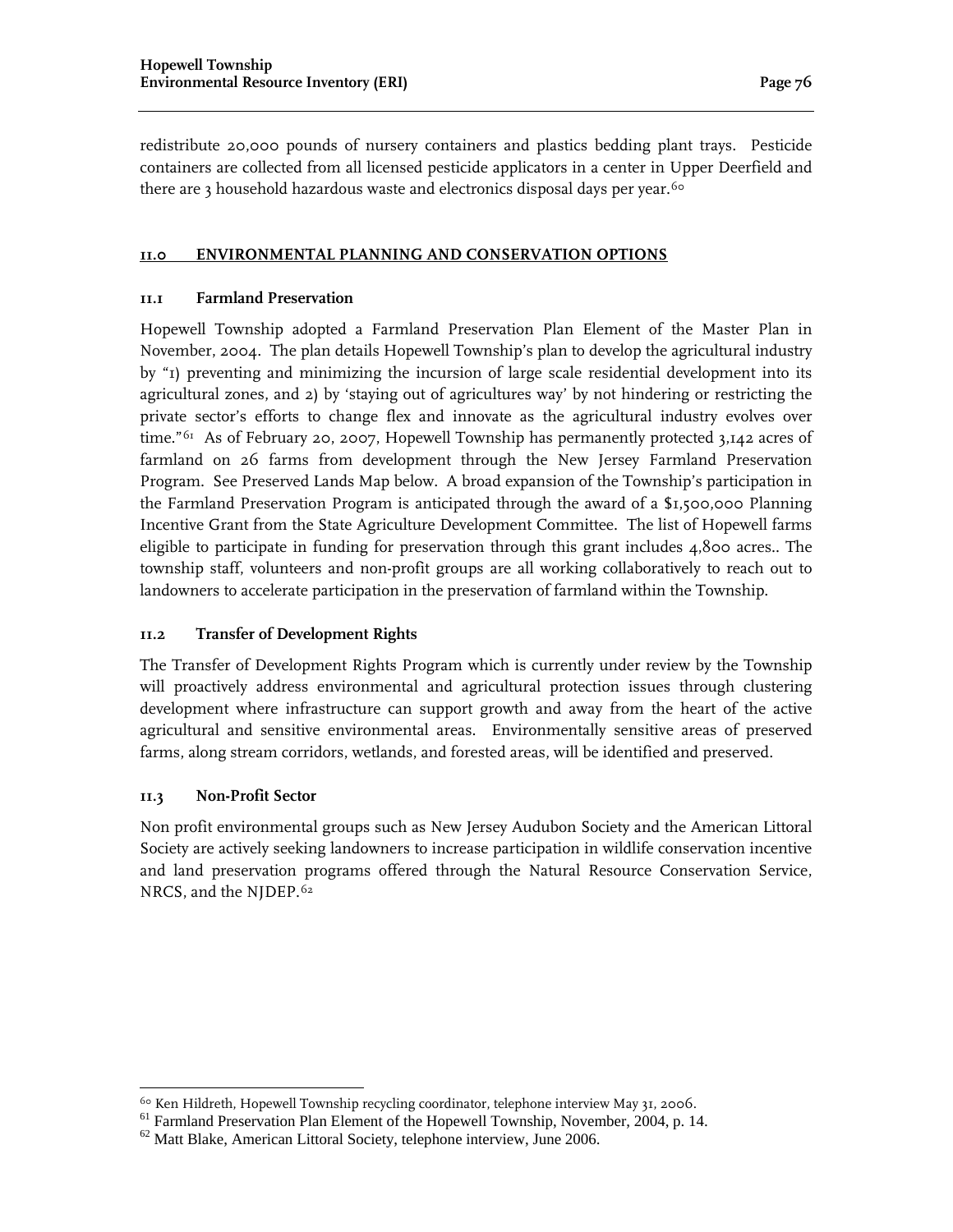redistribute 20,000 pounds of nursery containers and plastics bedding plant trays. Pesticide containers are collected from all licensed pesticide applicators in a center in Upper Deerfield and there are 3 household hazardous waste and electronics disposal days per year.[60]

## 11.0 ENVIRONMENTAL PLANNING AND CONSERVATION OPTIONS

### 11.1 Farmland Preservation

Hopewell Township adopted a Farmland Preservation Plan Element of the Master Plan in November, 2004. The plan details Hopewell Township's plan to develop the agricultural industry by "1) preventing and minimizing the incursion of large scale residential development into its agricultural zones, and 2) by 'staying out of agricultures way' by not hindering or restricting the private sector's efforts to change flex and innovate as the agricultural industry evolves over time."[61] As of February 20, 2007, Hopewell Township has permanently protected 3,142 acres of farmland on 26 farms from development through the New Jersey Farmland Preservation Program. See Preserved Lands Map below. A broad expansion of the Township's participation in the Farmland Preservation Program is anticipated through the award of a $1,500,000 Planning Incentive Grant from the State Agriculture Development Committee. The list of Hopewell farms eligible to participate in funding for preservation through this grant includes 4,800 acres.. The township staff, volunteers and non-profit groups are all working collaboratively to reach out to landowners to accelerate participation in the preservation of farmland within the Township.

### 11.2 Transfer of Development Rights

The Transfer of Development Rights Program which is currently under review by the Township will proactively address environmental and agricultural protection issues through clustering development where infrastructure can support growth and away from the heart of the active agricultural and sensitive environmental areas. Environmentally sensitive areas of preserved farms, along stream corridors, wetlands, and forested areas, will be identified and preserved.

### 11.3 Non-Profit Sector

Non profit environmental groups such as New Jersey Audubon Society and the American Littoral Society are actively seeking landowners to increase participation in wildlife conservation incentive and land preservation programs offered through the Natural Resource Conservation Service, NRCS, and the NJDEP.[62]

---

[60] Ken Hildreth, Hopewell Township recycling coordinator, telephone interview May 31, 2006.

[61] Farmland Preservation Plan Element of the Hopewell Township, November, 2004, p. 14.

[62] Matt Blake, American Littoral Society, telephone interview, June 2006.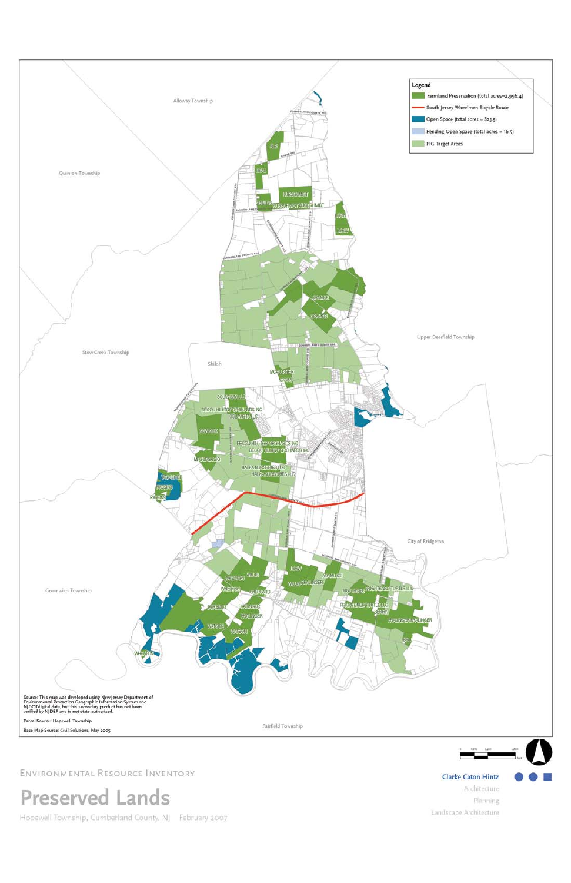Legend

- Farmland Preservation (total acres=2,956.4)
- South Jersey Wheelmen Bicycle Route
- Open Space (total acres = 823.5)
- Pending Open Space (total acres = 16.5)
- PIG Target Areas

Alloway Township

Quinton Township

Upper Deerfield Township

Stow Creek Township

Shiloh

City of Bridgeton

Greenwich Township

Fairfield Township

Source: This map was developed using New Jersey Department of Environmental Protection Geographic Information System and NJDOT digital data, but this secondary product has not been verified by NJDEP and is not state-authorized.

Parcel Source: Hopewell Township

Base Map Source: Civil Solutions, May 2005

ENVIRONMENTAL RESOURCE INVENTORY

# Preserved Lands

Hopewell Township, Cumberland County, NJ February 2007

Clarke Caton Hintz
Architecture
Planning
Landscape Architecture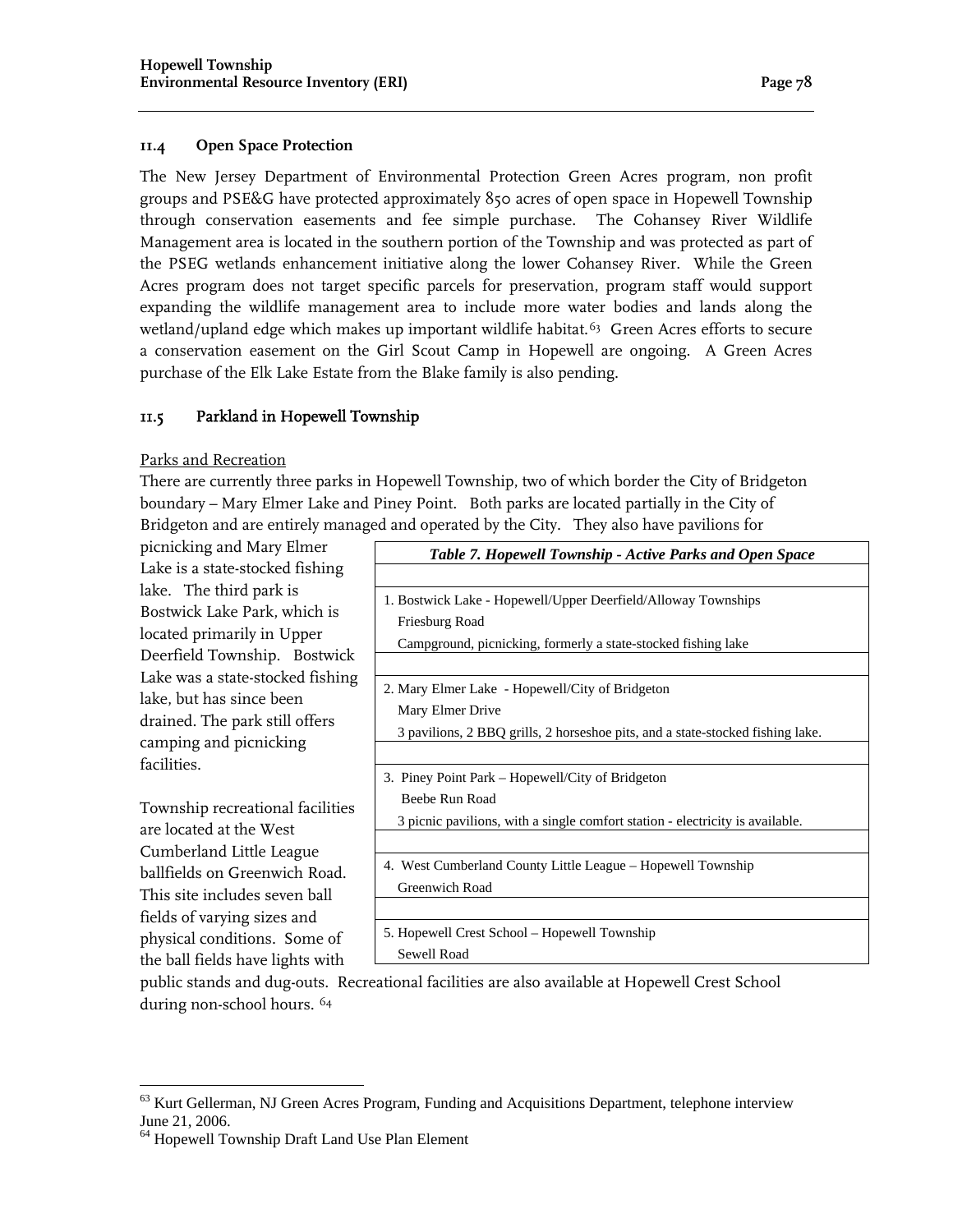### 11.4 Open Space Protection

The New Jersey Department of Environmental Protection Green Acres program, non profit groups and PSE&G have protected approximately 850 acres of open space in Hopewell Township through conservation easements and fee simple purchase. The Cohansey River Wildlife Management area is located in the southern portion of the Township and was protected as part of the PSEG wetlands enhancement initiative along the lower Cohansey River. While the Green Acres program does not target specific parcels for preservation, program staff would support expanding the wildlife management area to include more water bodies and lands along the wetland/upland edge which makes up important wildlife habitat.[63] Green Acres efforts to secure a conservation easement on the Girl Scout Camp in Hopewell are ongoing. A Green Acres purchase of the Elk Lake Estate from the Blake family is also pending.

### 11.5 Parkland in Hopewell Township

Parks and Recreation

There are currently three parks in Hopewell Township, two of which border the City of Bridgeton boundary – Mary Elmer Lake and Piney Point. Both parks are located partially in the City of Bridgeton and are entirely managed and operated by the City. They also have pavilions for picnicking and Mary Elmer Lake is a state-stocked fishing lake. The third park is Bostwick Lake Park, which is located primarily in Upper Deerfield Township. Bostwick Lake was a state-stocked fishing lake, but has since been drained. The park still offers camping and picnicking facilities.

Township recreational facilities are located at the West Cumberland Little League ballfields on Greenwich Road. This site includes seven ball fields of varying sizes and physical conditions. Some of the ball fields have lights with public stands and dug-outs. Recreational facilities are also available at Hopewell Crest School during non-school hours. [64]

| *Table 7. Hopewell Township - Active Parks and Open Space* |
|---|
| 1. Bostwick Lake - Hopewell/Upper Deerfield/Alloway Townships<br>Friesburg Road<br>Campground, picnicking, formerly a state-stocked fishing lake |
| 2. Mary Elmer Lake - Hopewell/City of Bridgeton<br>Mary Elmer Drive<br>3 pavilions, 2 BBQ grills, 2 horseshoe pits, and a state-stocked fishing lake. |
| 3. Piney Point Park – Hopewell/City of Bridgeton<br>Beebe Run Road<br>3 picnic pavilions, with a single comfort station - electricity is available. |
| 4. West Cumberland County Little League – Hopewell Township<br>Greenwich Road |
| 5. Hopewell Crest School – Hopewell Township<br>Sewell Road |

[63] Kurt Gellerman, NJ Green Acres Program, Funding and Acquisitions Department, telephone interview June 21, 2006.

[64] Hopewell Township Draft Land Use Plan Element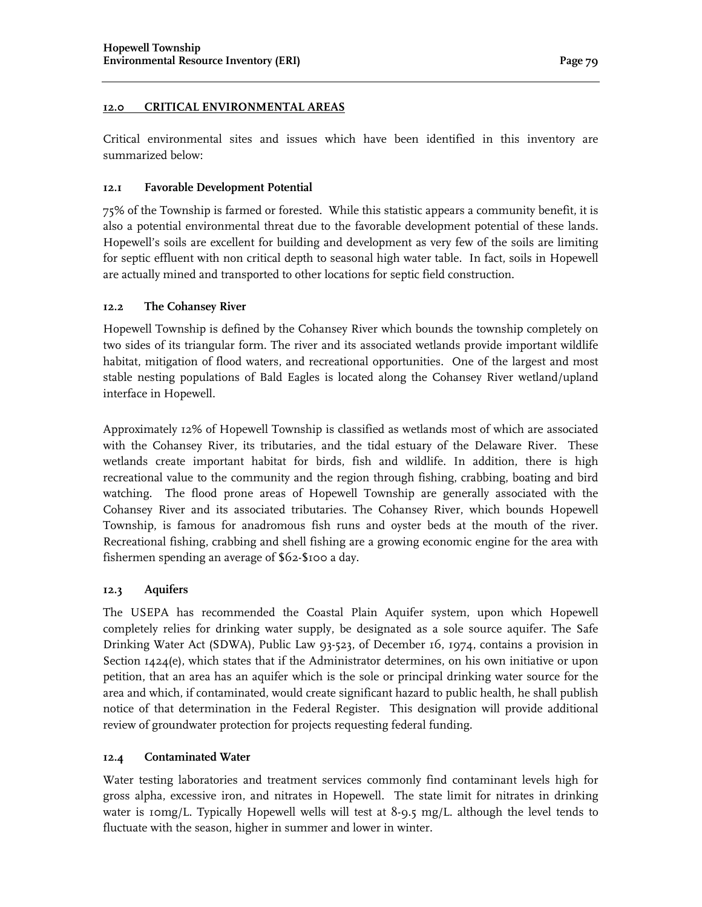## 12.0 CRITICAL ENVIRONMENTAL AREAS

Critical environmental sites and issues which have been identified in this inventory are summarized below:

### 12.1 Favorable Development Potential

75% of the Township is farmed or forested. While this statistic appears a community benefit, it is also a potential environmental threat due to the favorable development potential of these lands. Hopewell's soils are excellent for building and development as very few of the soils are limiting for septic effluent with non critical depth to seasonal high water table. In fact, soils in Hopewell are actually mined and transported to other locations for septic field construction.

### 12.2 The Cohansey River

Hopewell Township is defined by the Cohansey River which bounds the township completely on two sides of its triangular form. The river and its associated wetlands provide important wildlife habitat, mitigation of flood waters, and recreational opportunities. One of the largest and most stable nesting populations of Bald Eagles is located along the Cohansey River wetland/upland interface in Hopewell.

Approximately 12% of Hopewell Township is classified as wetlands most of which are associated with the Cohansey River, its tributaries, and the tidal estuary of the Delaware River. These wetlands create important habitat for birds, fish and wildlife. In addition, there is high recreational value to the community and the region through fishing, crabbing, boating and bird watching. The flood prone areas of Hopewell Township are generally associated with the Cohansey River and its associated tributaries. The Cohansey River, which bounds Hopewell Township, is famous for anadromous fish runs and oyster beds at the mouth of the river. Recreational fishing, crabbing and shell fishing are a growing economic engine for the area with fishermen spending an average of $62-$100 a day.

### 12.3 Aquifers

The USEPA has recommended the Coastal Plain Aquifer system, upon which Hopewell completely relies for drinking water supply, be designated as a sole source aquifer. The Safe Drinking Water Act (SDWA), Public Law 93-523, of December 16, 1974, contains a provision in Section 1424(e), which states that if the Administrator determines, on his own initiative or upon petition, that an area has an aquifer which is the sole or principal drinking water source for the area and which, if contaminated, would create significant hazard to public health, he shall publish notice of that determination in the Federal Register. This designation will provide additional review of groundwater protection for projects requesting federal funding.

### 12.4 Contaminated Water

Water testing laboratories and treatment services commonly find contaminant levels high for gross alpha, excessive iron, and nitrates in Hopewell. The state limit for nitrates in drinking water is 10mg/L. Typically Hopewell wells will test at 8-9.5 mg/L. although the level tends to fluctuate with the season, higher in summer and lower in winter.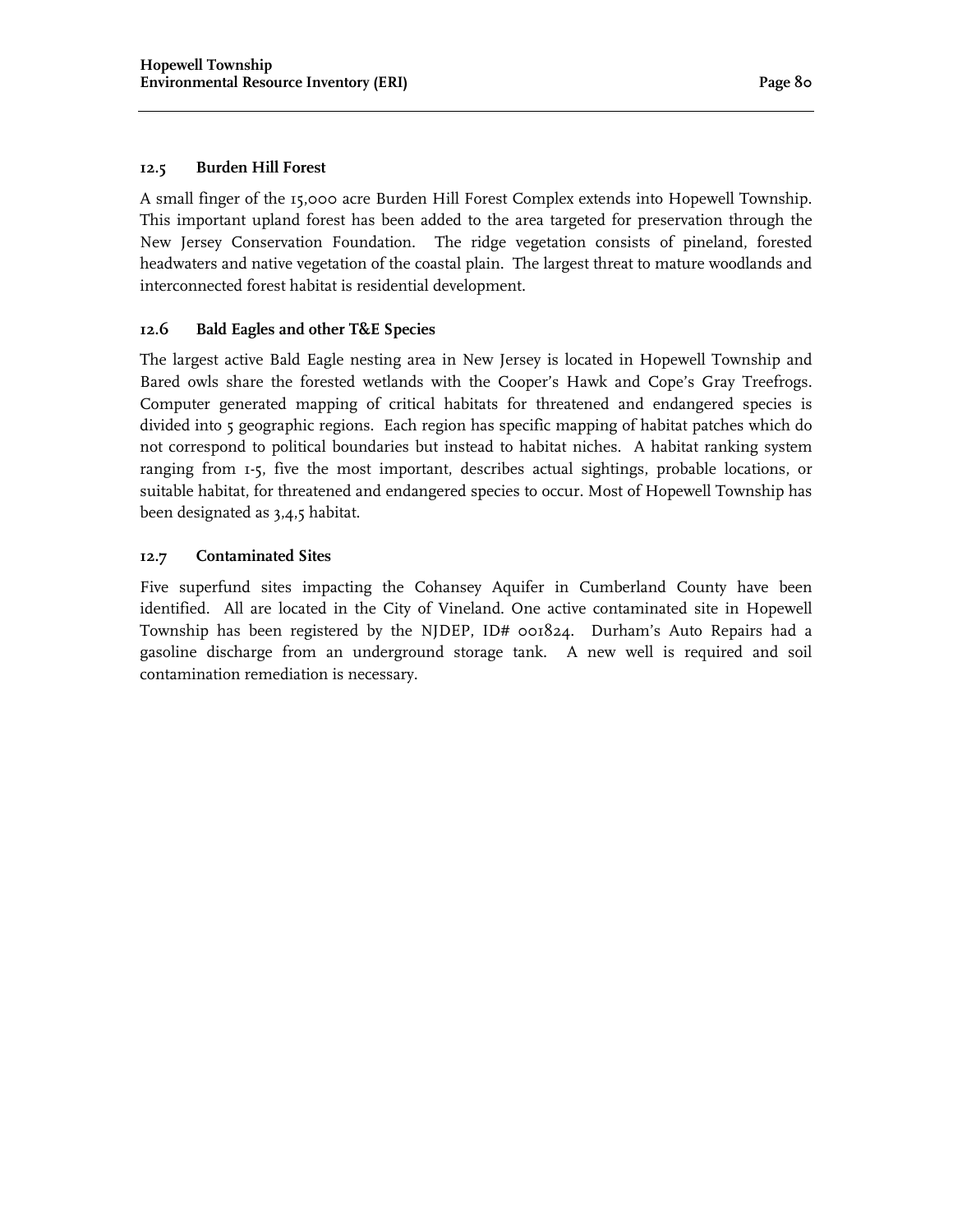### 12.5 Burden Hill Forest

A small finger of the 15,000 acre Burden Hill Forest Complex extends into Hopewell Township. This important upland forest has been added to the area targeted for preservation through the New Jersey Conservation Foundation. The ridge vegetation consists of pineland, forested headwaters and native vegetation of the coastal plain. The largest threat to mature woodlands and interconnected forest habitat is residential development.

### 12.6 Bald Eagles and other T&E Species

The largest active Bald Eagle nesting area in New Jersey is located in Hopewell Township and Bared owls share the forested wetlands with the Cooper's Hawk and Cope's Gray Treefrogs. Computer generated mapping of critical habitats for threatened and endangered species is divided into 5 geographic regions. Each region has specific mapping of habitat patches which do not correspond to political boundaries but instead to habitat niches. A habitat ranking system ranging from 1-5, five the most important, describes actual sightings, probable locations, or suitable habitat, for threatened and endangered species to occur. Most of Hopewell Township has been designated as 3,4,5 habitat.

### 12.7 Contaminated Sites

Five superfund sites impacting the Cohansey Aquifer in Cumberland County have been identified. All are located in the City of Vineland. One active contaminated site in Hopewell Township has been registered by the NJDEP, ID# 001824. Durham's Auto Repairs had a gasoline discharge from an underground storage tank. A new well is required and soil contamination remediation is necessary.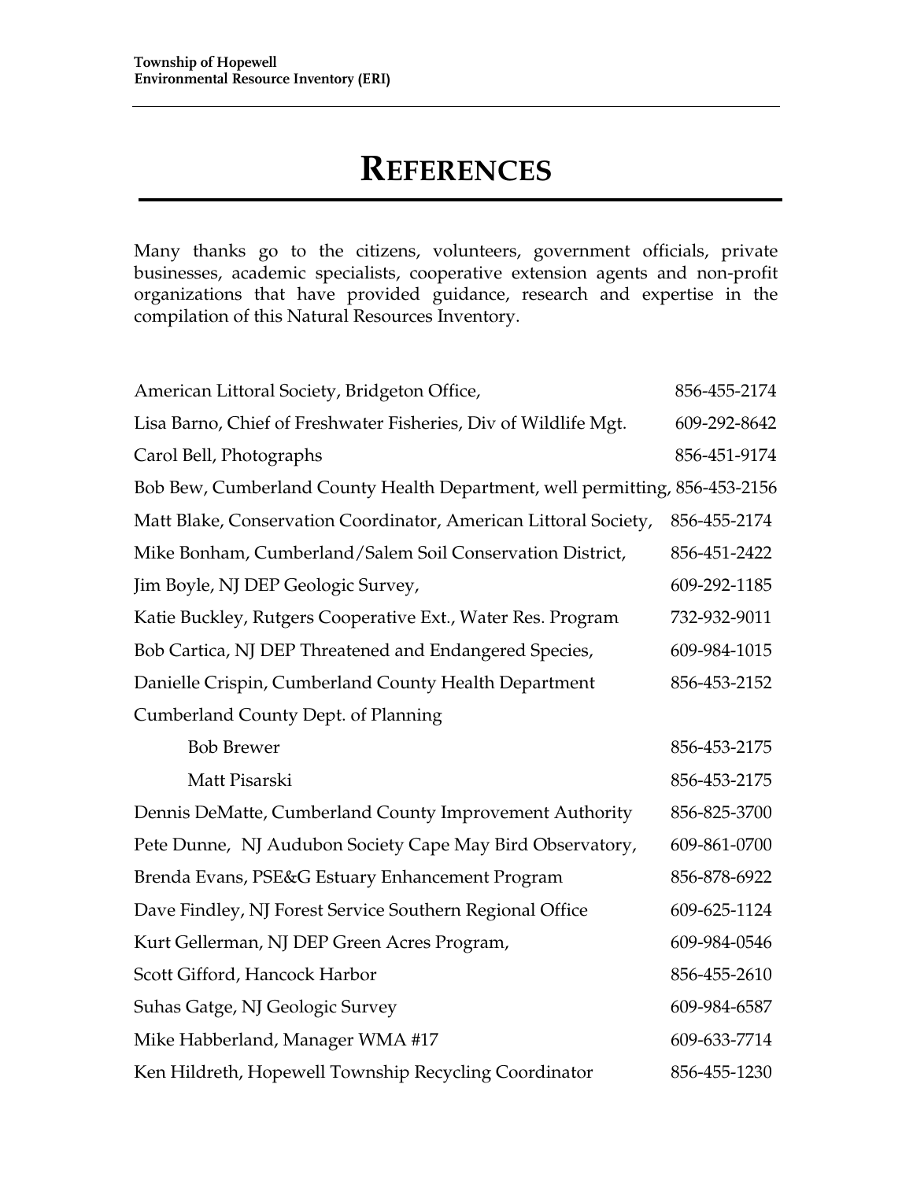# REFERENCES

Many thanks go to the citizens, volunteers, government officials, private businesses, academic specialists, cooperative extension agents and non-profit organizations that have provided guidance, research and expertise in the compilation of this Natural Resources Inventory.

American Littoral Society, Bridgeton Office, 856-455-2174

Lisa Barno, Chief of Freshwater Fisheries, Div of Wildlife Mgt. 609-292-8642

Carol Bell, Photographs 856-451-9174

Bob Bew, Cumberland County Health Department, well permitting, 856-453-2156

Matt Blake, Conservation Coordinator, American Littoral Society, 856-455-2174

Mike Bonham, Cumberland/Salem Soil Conservation District, 856-451-2422

Jim Boyle, NJ DEP Geologic Survey, 609-292-1185

Katie Buckley, Rutgers Cooperative Ext., Water Res. Program 732-932-9011

Bob Cartica, NJ DEP Threatened and Endangered Species, 609-984-1015

Danielle Crispin, Cumberland County Health Department 856-453-2152

Cumberland County Dept. of Planning

- Bob Brewer 856-453-2175
- Matt Pisarski 856-453-2175

Dennis DeMatte, Cumberland County Improvement Authority 856-825-3700

Pete Dunne, NJ Audubon Society Cape May Bird Observatory, 609-861-0700

Brenda Evans, PSE&G Estuary Enhancement Program 856-878-6922

Dave Findley, NJ Forest Service Southern Regional Office 609-625-1124

Kurt Gellerman, NJ DEP Green Acres Program, 609-984-0546

Scott Gifford, Hancock Harbor 856-455-2610

Suhas Gatge, NJ Geologic Survey 609-984-6587

Mike Habberland, Manager WMA #17 609-633-7714

Ken Hildreth, Hopewell Township Recycling Coordinator 856-455-1230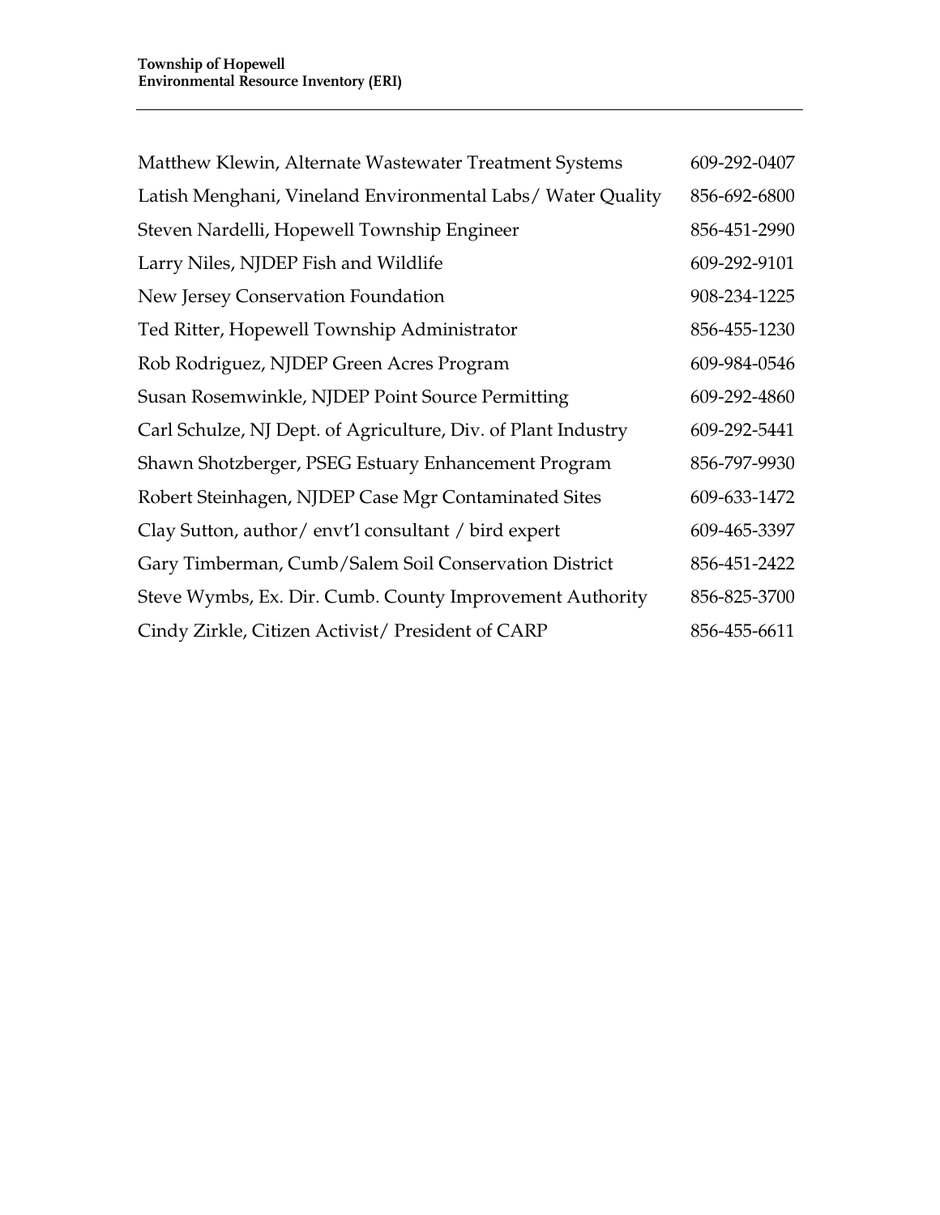| | |
|---|---|
| Matthew Klewin, Alternate Wastewater Treatment Systems | 609-292-0407 |
| Latish Menghani, Vineland Environmental Labs/ Water Quality | 856-692-6800 |
| Steven Nardelli, Hopewell Township Engineer | 856-451-2990 |
| Larry Niles, NJDEP Fish and Wildlife | 609-292-9101 |
| New Jersey Conservation Foundation | 908-234-1225 |
| Ted Ritter, Hopewell Township Administrator | 856-455-1230 |
| Rob Rodriguez, NJDEP Green Acres Program | 609-984-0546 |
| Susan Rosemwinkle, NJDEP Point Source Permitting | 609-292-4860 |
| Carl Schulze, NJ Dept. of Agriculture, Div. of Plant Industry | 609-292-5441 |
| Shawn Shotzberger, PSEG Estuary Enhancement Program | 856-797-9930 |
| Robert Steinhagen, NJDEP Case Mgr Contaminated Sites | 609-633-1472 |
| Clay Sutton, author/ envt'l consultant / bird expert | 609-465-3397 |
| Gary Timberman, Cumb/Salem Soil Conservation District | 856-451-2422 |
| Steve Wymbs, Ex. Dir. Cumb. County Improvement Authority | 856-825-3700 |
| Cindy Zirkle, Citizen Activist/ President of CARP | 856-455-6611 |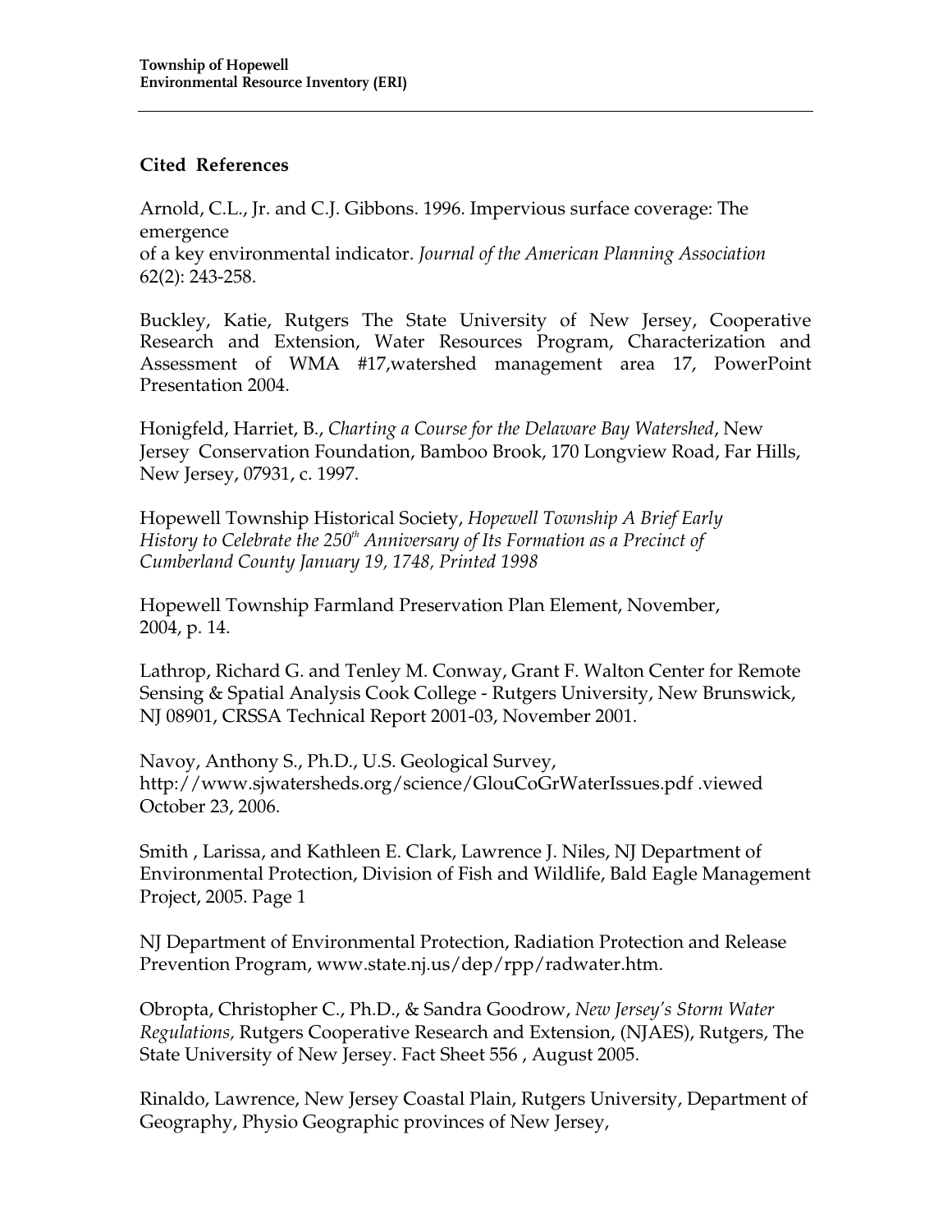## Cited References

Arnold, C.L., Jr. and C.J. Gibbons. 1996. Impervious surface coverage: The emergence of a key environmental indicator. *Journal of the American Planning Association* 62(2): 243-258.

Buckley, Katie, Rutgers The State University of New Jersey, Cooperative Research and Extension, Water Resources Program, Characterization and Assessment of WMA #17,watershed management area 17, PowerPoint Presentation 2004.

Honigfeld, Harriet, B., *Charting a Course for the Delaware Bay Watershed*, New Jersey Conservation Foundation, Bamboo Brook, 170 Longview Road, Far Hills, New Jersey, 07931, c. 1997.

Hopewell Township Historical Society, *Hopewell Township A Brief Early History to Celebrate the 250th Anniversary of Its Formation as a Precinct of Cumberland County January 19, 1748, Printed 1998*

Hopewell Township Farmland Preservation Plan Element, November, 2004, p. 14.

Lathrop, Richard G. and Tenley M. Conway, Grant F. Walton Center for Remote Sensing & Spatial Analysis Cook College - Rutgers University, New Brunswick, NJ 08901, CRSSA Technical Report 2001-03, November 2001.

Navoy, Anthony S., Ph.D., U.S. Geological Survey, http://www.sjwatersheds.org/science/GlouCoGrWaterIssues.pdf .viewed October 23, 2006.

Smith , Larissa, and Kathleen E. Clark, Lawrence J. Niles, NJ Department of Environmental Protection, Division of Fish and Wildlife, Bald Eagle Management Project, 2005. Page 1

NJ Department of Environmental Protection, Radiation Protection and Release Prevention Program, www.state.nj.us/dep/rpp/radwater.htm.

Obropta, Christopher C., Ph.D., & Sandra Goodrow, *New Jersey's Storm Water Regulations,* Rutgers Cooperative Research and Extension, (NJAES), Rutgers, The State University of New Jersey. Fact Sheet 556 , August 2005.

Rinaldo, Lawrence, New Jersey Coastal Plain, Rutgers University, Department of Geography, Physio Geographic provinces of New Jersey,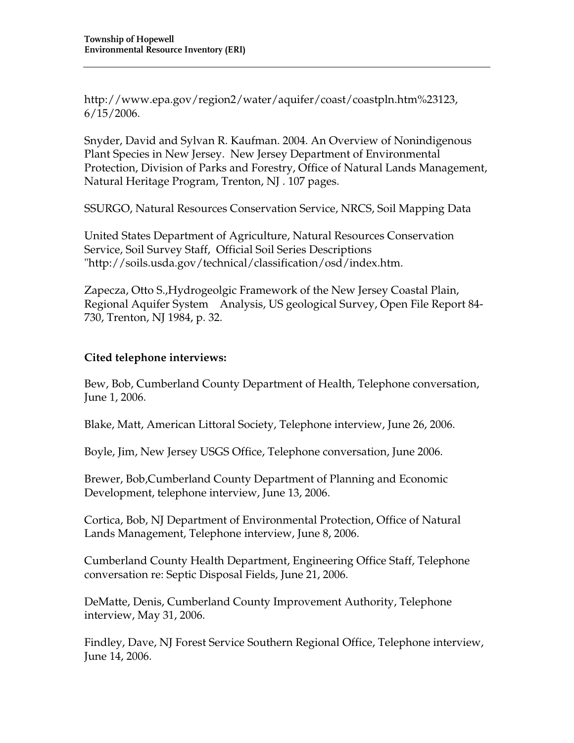http://www.epa.gov/region2/water/aquifer/coast/coastpln.htm%23123, 6/15/2006.

Snyder, David and Sylvan R. Kaufman. 2004. An Overview of Nonindigenous Plant Species in New Jersey. New Jersey Department of Environmental Protection, Division of Parks and Forestry, Office of Natural Lands Management, Natural Heritage Program, Trenton, NJ . 107 pages.

SSURGO, Natural Resources Conservation Service, NRCS, Soil Mapping Data

United States Department of Agriculture, Natural Resources Conservation Service, Soil Survey Staff, Official Soil Series Descriptions "http://soils.usda.gov/technical/classification/osd/index.htm.

Zapecza, Otto S.,Hydrogeolgic Framework of the New Jersey Coastal Plain, Regional Aquifer System Analysis, US geological Survey, Open File Report 84-730, Trenton, NJ 1984, p. 32.

**Cited telephone interviews:**

Bew, Bob, Cumberland County Department of Health, Telephone conversation, June 1, 2006.

Blake, Matt, American Littoral Society, Telephone interview, June 26, 2006.

Boyle, Jim, New Jersey USGS Office, Telephone conversation, June 2006.

Brewer, Bob,Cumberland County Department of Planning and Economic Development, telephone interview, June 13, 2006.

Cortica, Bob, NJ Department of Environmental Protection, Office of Natural Lands Management, Telephone interview, June 8, 2006.

Cumberland County Health Department, Engineering Office Staff, Telephone conversation re: Septic Disposal Fields, June 21, 2006.

DeMatte, Denis, Cumberland County Improvement Authority, Telephone interview, May 31, 2006.

Findley, Dave, NJ Forest Service Southern Regional Office, Telephone interview, June 14, 2006.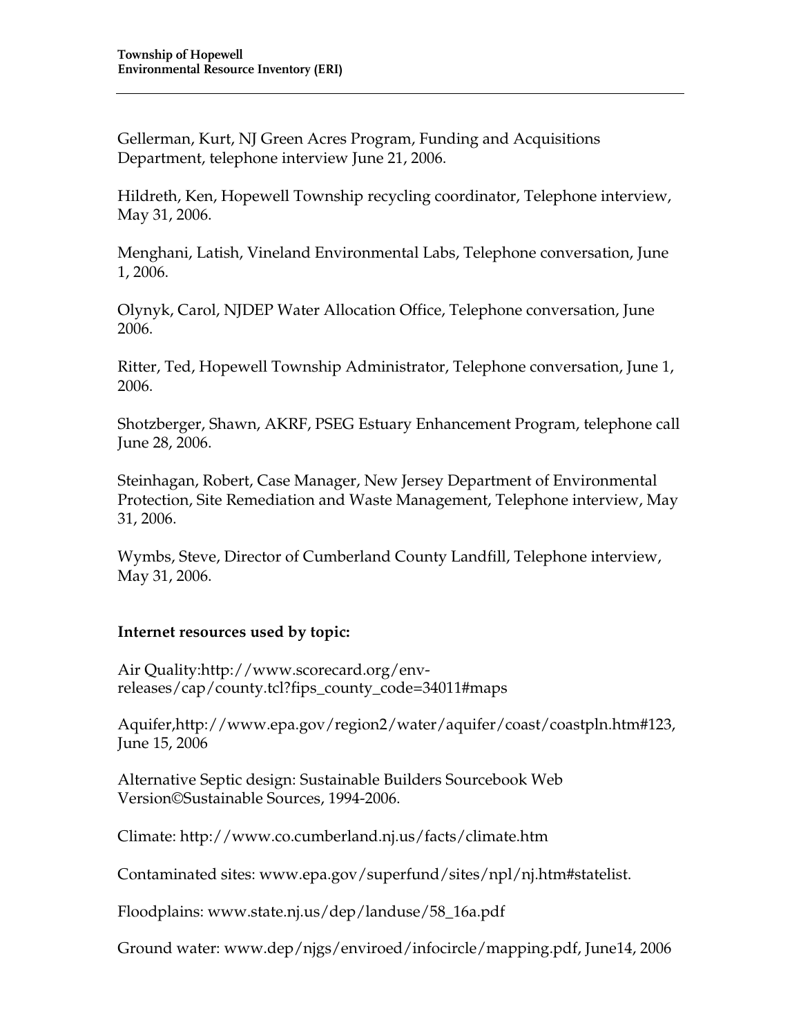Gellerman, Kurt, NJ Green Acres Program, Funding and Acquisitions Department, telephone interview June 21, 2006.

Hildreth, Ken, Hopewell Township recycling coordinator, Telephone interview, May 31, 2006.

Menghani, Latish, Vineland Environmental Labs, Telephone conversation, June 1, 2006.

Olynyk, Carol, NJDEP Water Allocation Office, Telephone conversation, June 2006.

Ritter, Ted, Hopewell Township Administrator, Telephone conversation, June 1, 2006.

Shotzberger, Shawn, AKRF, PSEG Estuary Enhancement Program, telephone call June 28, 2006.

Steinhagan, Robert, Case Manager, New Jersey Department of Environmental Protection, Site Remediation and Waste Management, Telephone interview, May 31, 2006.

Wymbs, Steve, Director of Cumberland County Landfill, Telephone interview, May 31, 2006.

**Internet resources used by topic:**

Air Quality:http://www.scorecard.org/env-releases/cap/county.tcl?fips_county_code=34011#maps

Aquifer,http://www.epa.gov/region2/water/aquifer/coast/coastpln.htm#123, June 15, 2006

Alternative Septic design: Sustainable Builders Sourcebook Web Version©Sustainable Sources, 1994-2006.

Climate: http://www.co.cumberland.nj.us/facts/climate.htm

Contaminated sites: www.epa.gov/superfund/sites/npl/nj.htm#statelist.

Floodplains: www.state.nj.us/dep/landuse/58_16a.pdf

Ground water: www.dep/njgs/enviroed/infocircle/mapping.pdf, June14, 2006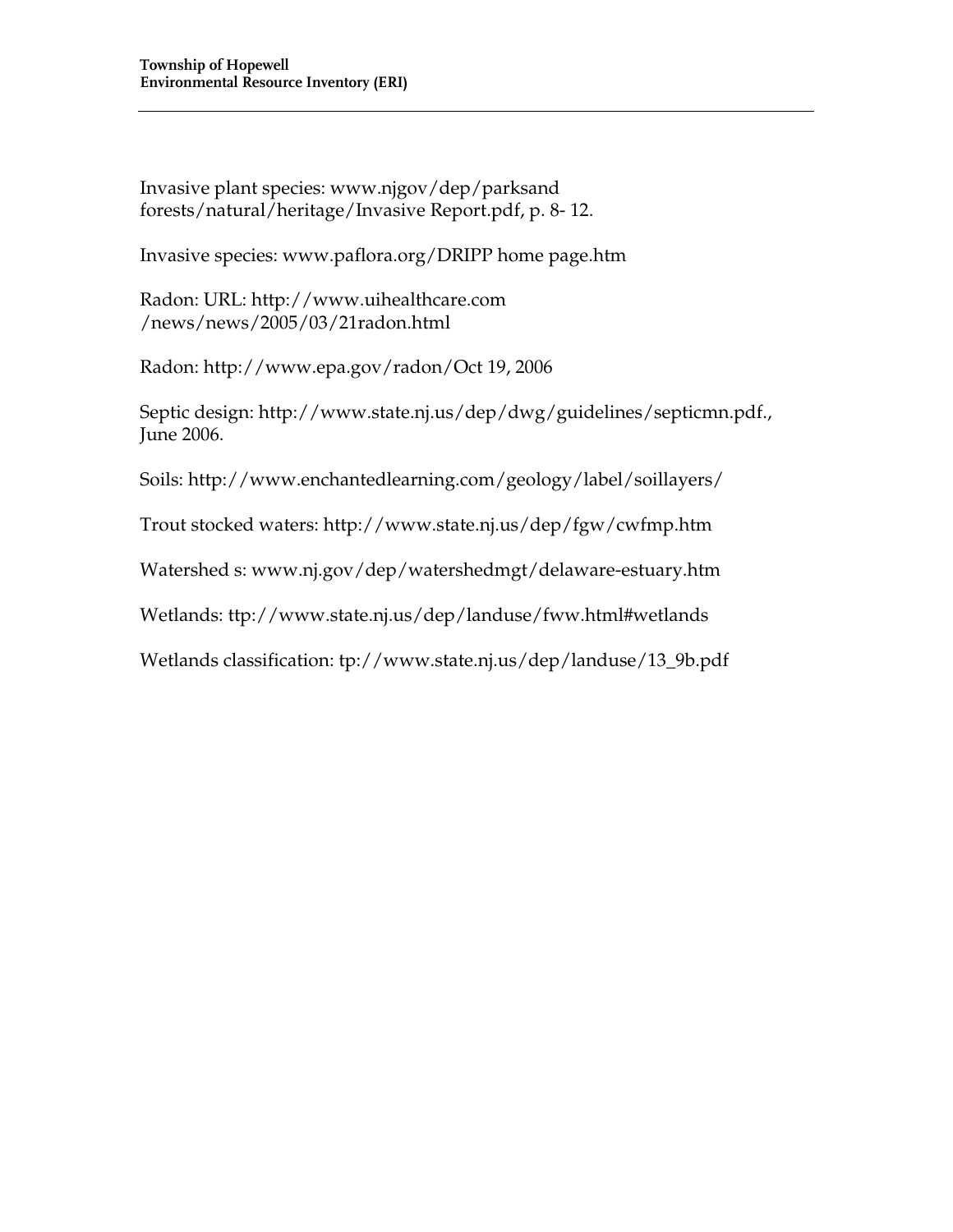Invasive plant species: www.njgov/dep/parksand forests/natural/heritage/Invasive Report.pdf, p. 8- 12.

Invasive species: www.paflora.org/DRIPP home page.htm

Radon: URL: http://www.uihealthcare.com /news/news/2005/03/21radon.html

Radon: http://www.epa.gov/radon/Oct 19, 2006

Septic design: http://www.state.nj.us/dep/dwg/guidelines/septicmn.pdf., June 2006.

Soils: http://www.enchantedlearning.com/geology/label/soillayers/

Trout stocked waters: http://www.state.nj.us/dep/fgw/cwfmp.htm

Watershed s: www.nj.gov/dep/watershedmgt/delaware-estuary.htm

Wetlands: ttp://www.state.nj.us/dep/landuse/fww.html#wetlands

Wetlands classification: tp://www.state.nj.us/dep/landuse/13_9b.pdf